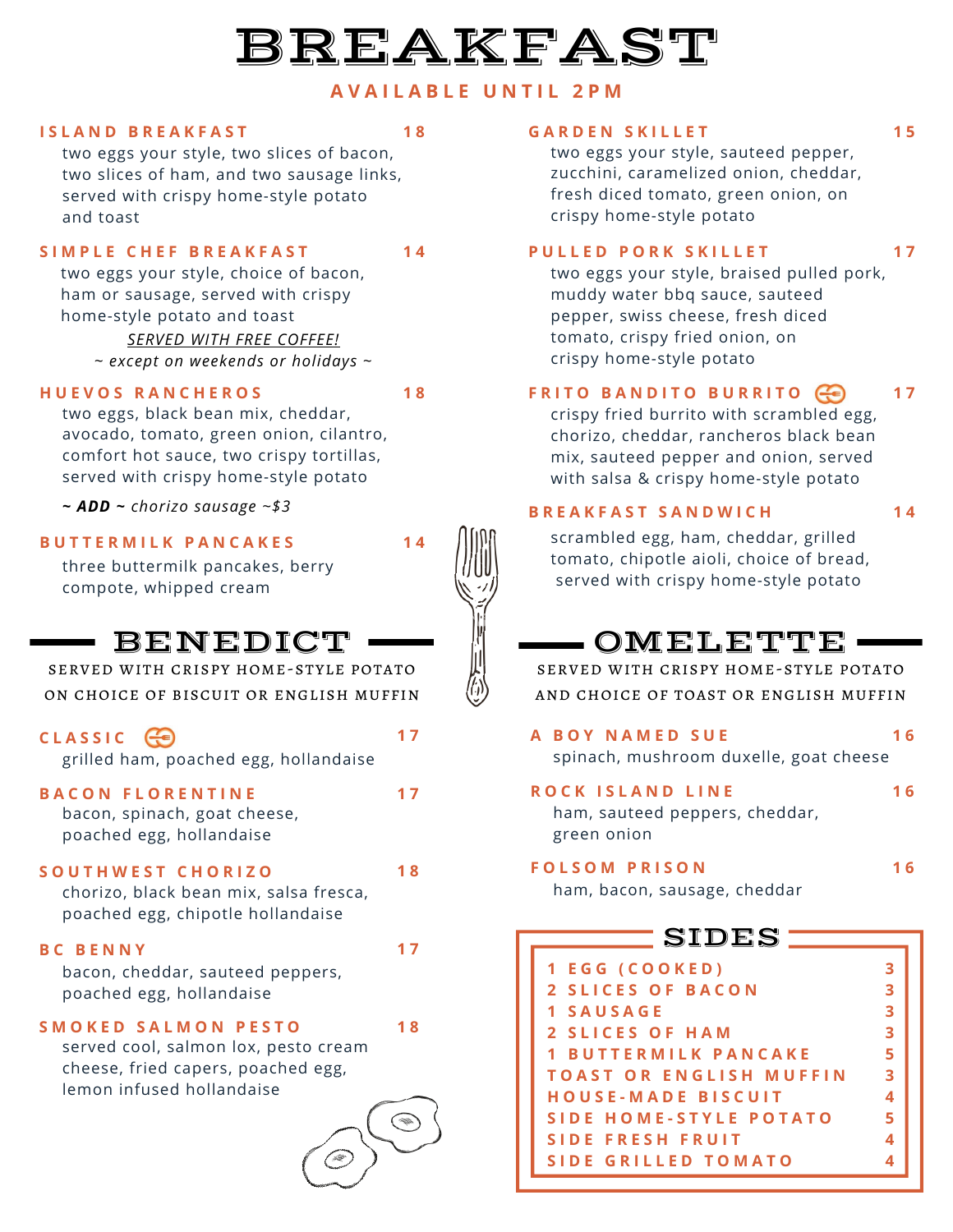# BREAKFAST

**AVAILABLE UNTIL 2PM**

### ISLAND BREAKFAST — 18
two eggs your style, two slices of bacon, two slices of ham, and two sausage links, served with crispy home-style potato and toast

### SIMPLE CHEF BREAKFAST — 14
two eggs your style, choice of bacon, ham or sausage, served with crispy home-style potato and toast

SERVED WITH FREE COFFEE!
*~ except on weekends or holidays ~*

### HUEVOS RANCHEROS — 18
two eggs, black bean mix, cheddar, avocado, tomato, green onion, cilantro, comfort hot sauce, two crispy tortillas, served with crispy home-style potato

*~ **ADD** ~ chorizo sausage ~$3*

### BUTTERMILK PANCAKES — 14
three buttermilk pancakes, berry compote, whipped cream

### GARDEN SKILLET — 15
two eggs your style, sauteed pepper, zucchini, caramelized onion, cheddar, fresh diced tomato, green onion, on crispy home-style potato

### PULLED PORK SKILLET — 17
two eggs your style, braised pulled pork, muddy water bbq sauce, sauteed pepper, swiss cheese, fresh diced tomato, crispy fried onion, on crispy home-style potato

### FRITO BANDITO BURRITO — 17
crispy fried burrito with scrambled egg, chorizo, cheddar, rancheros black bean mix, sauteed pepper and onion, served with salsa & crispy home-style potato

### BREAKFAST SANDWICH — 14
scrambled egg, ham, cheddar, grilled tomato, chipotle aioli, choice of bread, served with crispy home-style potato

## BENEDICT

SERVED WITH CRISPY HOME-STYLE POTATO ON CHOICE OF BISCUIT OR ENGLISH MUFFIN

### CLASSIC — 17
grilled ham, poached egg, hollandaise

### BACON FLORENTINE — 17
bacon, spinach, goat cheese, poached egg, hollandaise

### SOUTHWEST CHORIZO — 18
chorizo, black bean mix, salsa fresca, poached egg, chipotle hollandaise

### BC BENNY — 17
bacon, cheddar, sauteed peppers, poached egg, hollandaise

### SMOKED SALMON PESTO — 18
served cool, salmon lox, pesto cream cheese, fried capers, poached egg, lemon infused hollandaise

## OMELETTE

SERVED WITH CRISPY HOME-STYLE POTATO AND CHOICE OF TOAST OR ENGLISH MUFFIN

### A BOY NAMED SUE — 16
spinach, mushroom duxelle, goat cheese

### ROCK ISLAND LINE — 16
ham, sauteed peppers, cheddar, green onion

### FOLSOM PRISON — 16
ham, bacon, sausage, cheddar

## SIDES

| | |
|---|---|
| 1 EGG (COOKED) | 3 |
| 2 SLICES OF BACON | 3 |
| 1 SAUSAGE | 3 |
| 2 SLICES OF HAM | 3 |
| 1 BUTTERMILK PANCAKE | 5 |
| TOAST OR ENGLISH MUFFIN | 3 |
| HOUSE-MADE BISCUIT | 4 |
| SIDE HOME-STYLE POTATO | 5 |
| SIDE FRESH FRUIT | 4 |
| SIDE GRILLED TOMATO | 4 |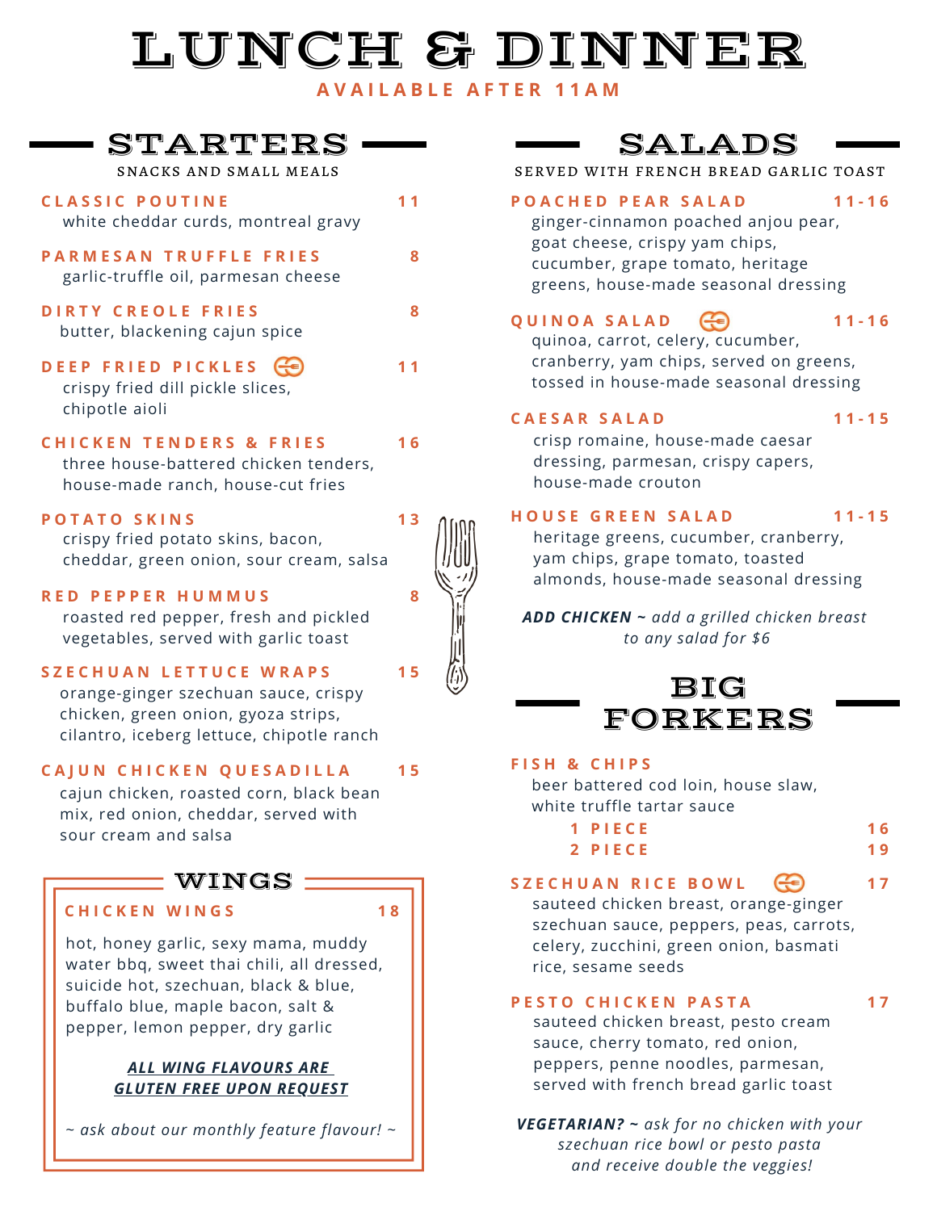# LUNCH & DINNER

**AVAILABLE AFTER 11AM**

## STARTERS

SNACKS AND SMALL MEALS

**CLASSIC POUTINE** 11
white cheddar curds, montreal gravy

**PARMESAN TRUFFLE FRIES** 8
garlic-truffle oil, parmesan cheese

**DIRTY CREOLE FRIES** 8
butter, blackening cajun spice

**DEEP FRIED PICKLES** 11
crispy fried dill pickle slices, chipotle aioli

**CHICKEN TENDERS & FRIES** 16
three house-battered chicken tenders, house-made ranch, house-cut fries

**POTATO SKINS** 13
crispy fried potato skins, bacon, cheddar, green onion, sour cream, salsa

**RED PEPPER HUMMUS** 8
roasted red pepper, fresh and pickled vegetables, served with garlic toast

**SZECHUAN LETTUCE WRAPS** 15
orange-ginger szechuan sauce, crispy chicken, green onion, gyoza strips, cilantro, iceberg lettuce, chipotle ranch

**CAJUN CHICKEN QUESADILLA** 15
cajun chicken, roasted corn, black bean mix, red onion, cheddar, served with sour cream and salsa

## WINGS

**CHICKEN WINGS** 18

hot, honey garlic, sexy mama, muddy water bbq, sweet thai chili, all dressed, suicide hot, szechuan, black & blue, buffalo blue, maple bacon, salt & pepper, lemon pepper, dry garlic

***ALL WING FLAVOURS ARE GLUTEN FREE UPON REQUEST***

*~ ask about our monthly feature flavour! ~*

## SALADS

SERVED WITH FRENCH BREAD GARLIC TOAST

**POACHED PEAR SALAD** 11-16
ginger-cinnamon poached anjou pear, goat cheese, crispy yam chips, cucumber, grape tomato, heritage greens, house-made seasonal dressing

**QUINOA SALAD** 11-16
quinoa, carrot, celery, cucumber, cranberry, yam chips, served on greens, tossed in house-made seasonal dressing

**CAESAR SALAD** 11-15
crisp romaine, house-made caesar dressing, parmesan, crispy capers, house-made crouton

**HOUSE GREEN SALAD** 11-15
heritage greens, cucumber, cranberry, yam chips, grape tomato, toasted almonds, house-made seasonal dressing

***ADD CHICKEN** ~ add a grilled chicken breast to any salad for $6*

## BIG FORKERS

**FISH & CHIPS**
beer battered cod loin, house slaw, white truffle tartar sauce
- 1 PIECE 16
- 2 PIECE 19

**SZECHUAN RICE BOWL** 17
sauteed chicken breast, orange-ginger szechuan sauce, peppers, peas, carrots, celery, zucchini, green onion, basmati rice, sesame seeds

**PESTO CHICKEN PASTA** 17
sauteed chicken breast, pesto cream sauce, cherry tomato, red onion, peppers, penne noodles, parmesan, served with french bread garlic toast

***VEGETARIAN?** ~ ask for no chicken with your szechuan rice bowl or pesto pasta and receive double the veggies!*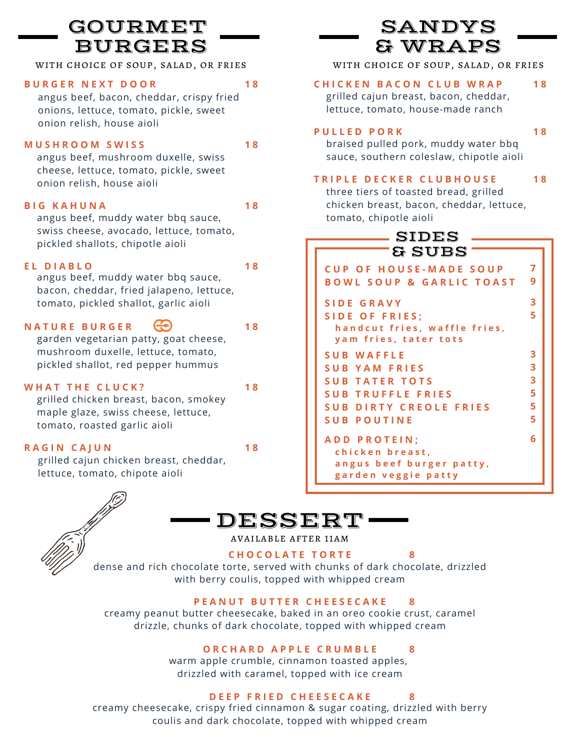## GOURMET BURGERS

WITH CHOICE OF SOUP, SALAD, OR FRIES

**BURGER NEXT DOOR** 18
angus beef, bacon, cheddar, crispy fried onions, lettuce, tomato, pickle, sweet onion relish, house aioli

**MUSHROOM SWISS** 18
angus beef, mushroom duxelle, swiss cheese, lettuce, tomato, pickle, sweet onion relish, house aioli

**BIG KAHUNA** 18
angus beef, muddy water bbq sauce, swiss cheese, avocado, lettuce, tomato, pickled shallots, chipotle aioli

**EL DIABLO** 18
angus beef, muddy water bbq sauce, bacon, cheddar, fried jalapeno, lettuce, tomato, pickled shallot, garlic aioli

**NATURE BURGER** 18
garden vegetarian patty, goat cheese, mushroom duxelle, lettuce, tomato, pickled shallot, red pepper hummus

**WHAT THE CLUCK?** 18
grilled chicken breast, bacon, smokey maple glaze, swiss cheese, lettuce, tomato, roasted garlic aioli

**RAGIN CAJUN** 18
grilled cajun chicken breast, cheddar, lettuce, tomato, chipote aioli

## SANDYS & WRAPS

WITH CHOICE OF SOUP, SALAD, OR FRIES

**CHICKEN BACON CLUB WRAP** 18
grilled cajun breast, bacon, cheddar, lettuce, tomato, house-made ranch

**PULLED PORK** 18
braised pulled pork, muddy water bbq sauce, southern coleslaw, chipotle aioli

**TRIPLE DECKER CLUBHOUSE** 18
three tiers of toasted bread, grilled chicken breast, bacon, cheddar, lettuce, tomato, chipotle aioli

## SIDES & SUBS

**CUP OF HOUSE-MADE SOUP** 7
**BOWL SOUP & GARLIC TOAST** 9

**SIDE GRAVY** 3
**SIDE OF FRIES;** 5
handcut fries, waffle fries, yam fries, tater tots

**SUB WAFFLE** 3
**SUB YAM FRIES** 3
**SUB TATER TOTS** 3
**SUB TRUFFLE FRIES** 5
**SUB DIRTY CREOLE FRIES** 5
**SUB POUTINE** 5

**ADD PROTEIN;** 6
chicken breast, angus beef burger patty, garden veggie patty

## DESSERT

AVAILABLE AFTER 11AM

**CHOCOLATE TORTE** 8
dense and rich chocolate torte, served with chunks of dark chocolate, drizzled with berry coulis, topped with whipped cream

**PEANUT BUTTER CHEESECAKE** 8
creamy peanut butter cheesecake, baked in an oreo cookie crust, caramel drizzle, chunks of dark chocolate, topped with whipped cream

**ORCHARD APPLE CRUMBLE** 8
warm apple crumble, cinnamon toasted apples, drizzled with caramel, topped with ice cream

**DEEP FRIED CHEESECAKE** 8
creamy cheesecake, crispy fried cinnamon & sugar coating, drizzled with berry coulis and dark chocolate, topped with whipped cream